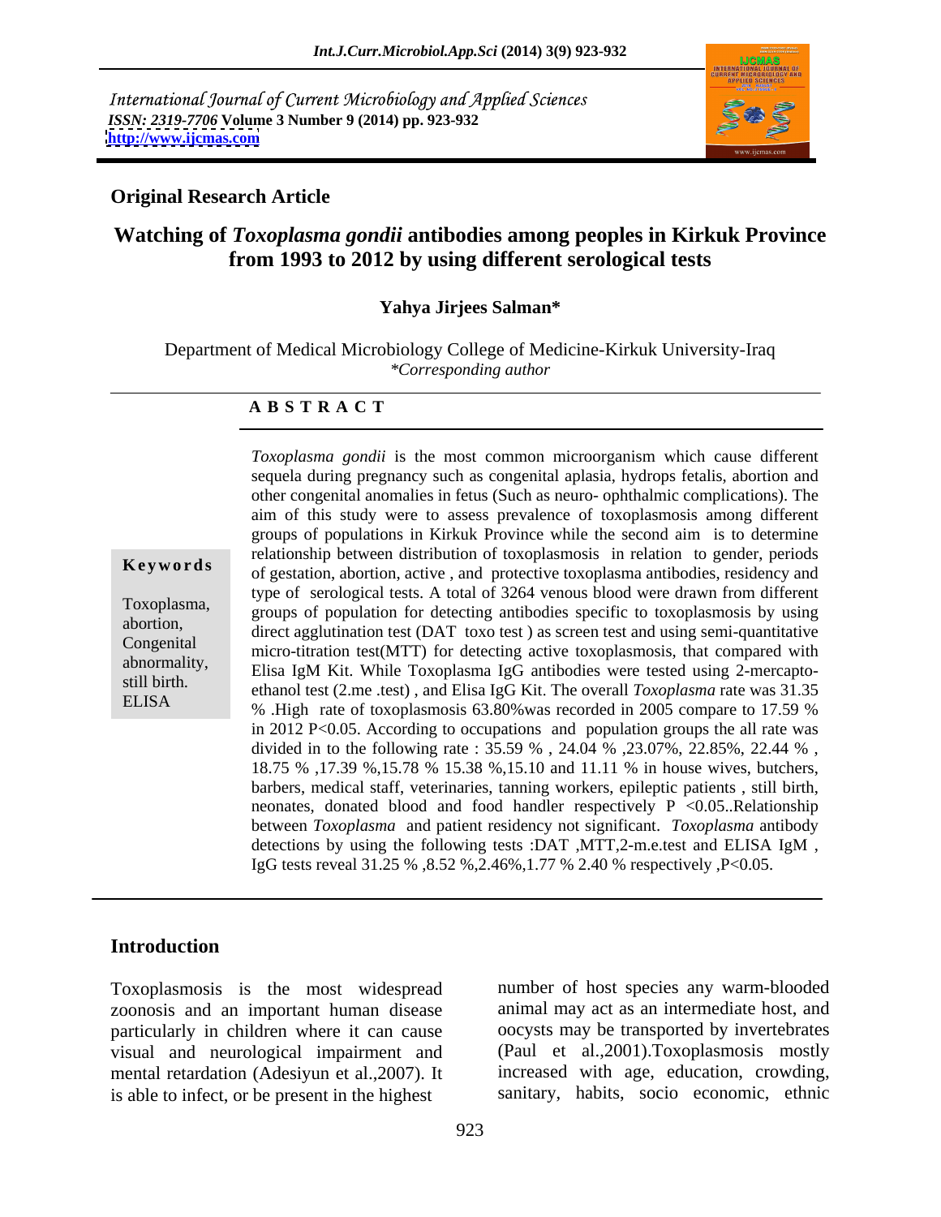International Journal of Current Microbiology and Applied Sciences
*ISSN: 2319-7706* **Volume 3 Number 9 (2014) pp. 923-932**
**http://www.ijcmas.com**

**Original Research Article**

# Watching of *Toxoplasma gondii* antibodies among peoples in Kirkuk Province from 1993 to 2012 by using different serological tests

**Yahya Jirjees Salman***

Department of Medical Microbiology College of Medicine-Kirkuk University-Iraq
*\*Corresponding author*

## A B S T R A C T

**Keywords**

Toxoplasma, abortion, Congenital abnormality, still birth. ELISA

*Toxoplasma gondii* is the most common microorganism which cause different sequela during pregnancy such as congenital aplasia, hydrops fetalis, abortion and other congenital anomalies in fetus (Such as neuro- ophthalmic complications). The aim of this study were to assess prevalence of toxoplasmosis among different groups of populations in Kirkuk Province while the second aim is to determine relationship between distribution of toxoplasmosis in relation to gender, periods of gestation, abortion, active , and protective toxoplasma antibodies, residency and type of serological tests. A total of 3264 venous blood were drawn from different groups of population for detecting antibodies specific to toxoplasmosis by using direct agglutination test (DAT toxo test ) as screen test and using semi-quantitative micro-titration test(MTT) for detecting active toxoplasmosis, that compared with Elisa IgM Kit. While Toxoplasma IgG antibodies were tested using 2-mercapto-ethanol test (2.me .test) , and Elisa IgG Kit. The overall *Toxoplasma* rate was 31.35 % .High rate of toxoplasmosis 63.80%was recorded in 2005 compare to 17.59 % in 2012 P<0.05. According to occupations and population groups the all rate was divided in to the following rate : 35.59 % , 24.04 % ,23.07%, 22.85%, 22.44 % , 18.75 % ,17.39 %,15.78 % 15.38 %,15.10 and 11.11 % in house wives, butchers, barbers, medical staff, veterinaries, tanning workers, epileptic patients , still birth, neonates, donated blood and food handler respectively P <0.05..Relationship between *Toxoplasma* and patient residency not significant. *Toxoplasma* antibody detections by using the following tests :DAT ,MTT,2-m.e.test and ELISA IgM , IgG tests reveal 31.25 % ,8.52 %,2.46%,1.77 % 2.40 % respectively ,P<0.05.

## Introduction

Toxoplasmosis is the most widespread zoonosis and an important human disease particularly in children where it can cause visual and neurological impairment and mental retardation (Adesiyun et al.,2007). It is able to infect, or be present in the highest number of host species any warm-blooded animal may act as an intermediate host, and oocysts may be transported by invertebrates (Paul et al.,2001).Toxoplasmosis mostly increased with age, education, crowding, sanitary, habits, socio economic, ethnic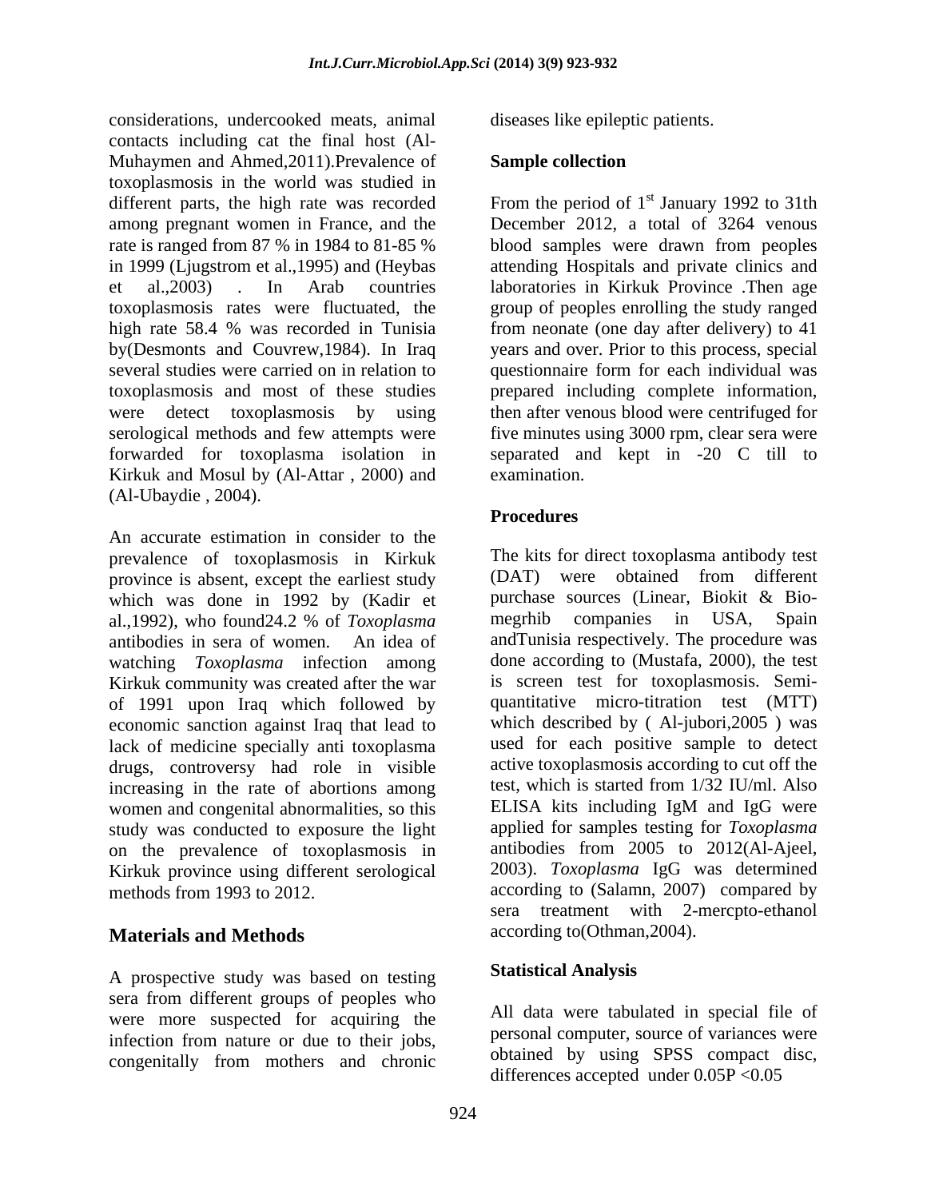considerations, undercooked meats, animal contacts including cat the final host (Al-Muhaymen and Ahmed,2011).Prevalence of toxoplasmosis in the world was studied in different parts, the high rate was recorded among pregnant women in France, and the rate is ranged from 87 % in 1984 to 81-85 % in 1999 (Ljugstrom et al.,1995) and (Heybas et al.,2003) . In Arab countries toxoplasmosis rates were fluctuated, the high rate 58.4 % was recorded in Tunisia by(Desmonts and Couvrew,1984). In Iraq several studies were carried on in relation to toxoplasmosis and most of these studies were detect toxoplasmosis by using serological methods and few attempts were forwarded for toxoplasma isolation in Kirkuk and Mosul by (Al-Attar , 2000) and (Al-Ubaydie , 2004).

An accurate estimation in consider to the prevalence of toxoplasmosis in Kirkuk province is absent, except the earliest study which was done in 1992 by (Kadir et al.,1992), who found24.2 % of *Toxoplasma* antibodies in sera of women. An idea of watching *Toxoplasma* infection among Kirkuk community was created after the war of 1991 upon Iraq which followed by economic sanction against Iraq that lead to lack of medicine specially anti toxoplasma drugs, controversy had role in visible increasing in the rate of abortions among women and congenital abnormalities, so this study was conducted to exposure the light on the prevalence of toxoplasmosis in Kirkuk province using different serological methods from 1993 to 2012.

## Materials and Methods

A prospective study was based on testing sera from different groups of peoples who were more suspected for acquiring the infection from nature or due to their jobs, congenitally from mothers and chronic diseases like epileptic patients.

### Sample collection

From the period of 1st January 1992 to 31th December 2012, a total of 3264 venous blood samples were drawn from peoples attending Hospitals and private clinics and laboratories in Kirkuk Province .Then age group of peoples enrolling the study ranged from neonate (one day after delivery) to 41 years and over. Prior to this process, special questionnaire form for each individual was prepared including complete information, then after venous blood were centrifuged for five minutes using 3000 rpm, clear sera were separated and kept in -20 C till to examination.

### Procedures

The kits for direct toxoplasma antibody test (DAT) were obtained from different purchase sources (Linear, Biokit & Bio-megrhib companies in USA, Spain andTunisia respectively. The procedure was done according to (Mustafa, 2000), the test is screen test for toxoplasmosis. Semi-quantitative micro-titration test (MTT) which described by ( Al-jubori,2005 ) was used for each positive sample to detect active toxoplasmosis according to cut off the test, which is started from 1/32 IU/ml. Also ELISA kits including IgM and IgG were applied for samples testing for *Toxoplasma* antibodies from 2005 to 2012(Al-Ajeel, 2003). *Toxoplasma* IgG was determined according to (Salamn, 2007) compared by sera treatment with 2-mercpto-ethanol according to(Othman,2004).

### Statistical Analysis

All data were tabulated in special file of personal computer, source of variances were obtained by using SPSS compact disc, differences accepted under 0.05P <0.05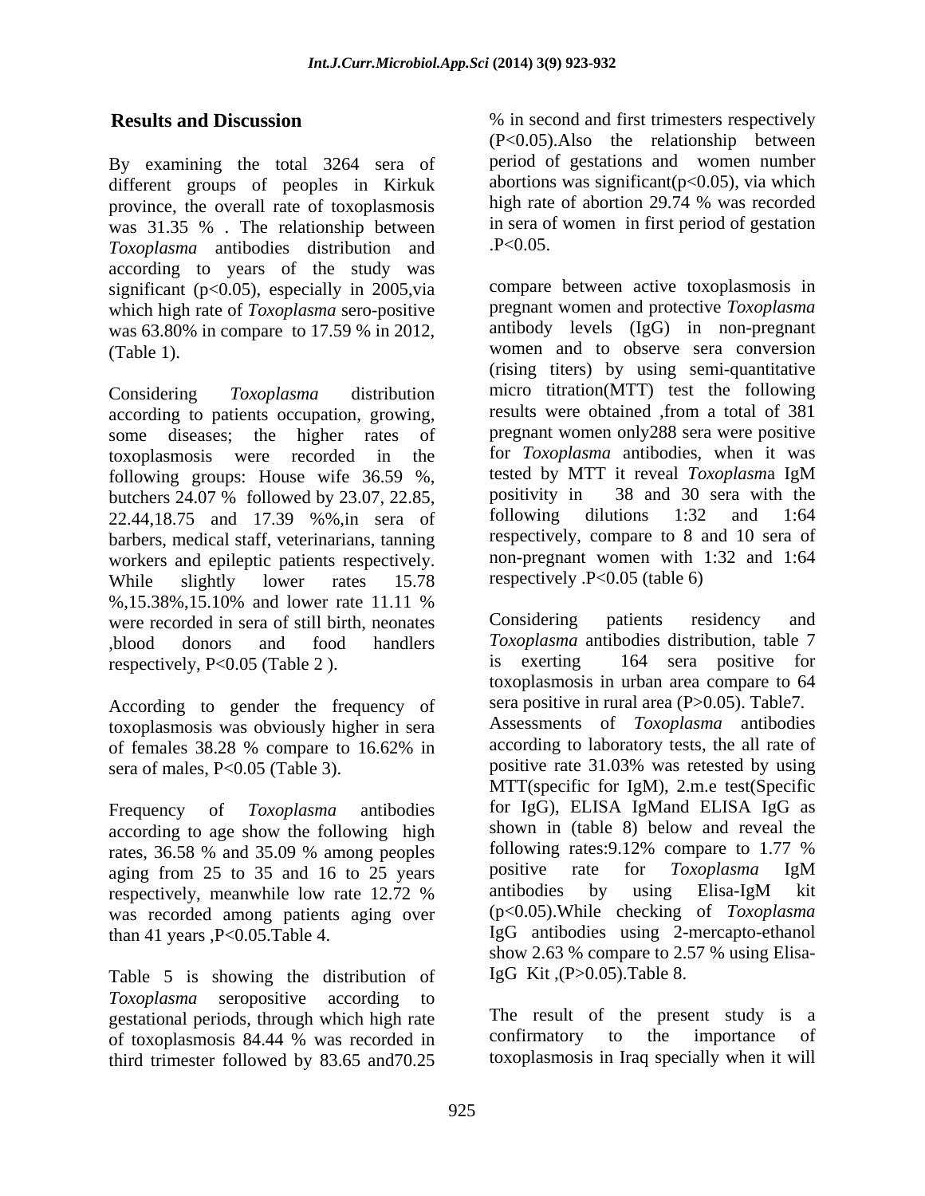## Results and Discussion

By examining the total 3264 sera of different groups of peoples in Kirkuk province, the overall rate of toxoplasmosis was 31.35 % . The relationship between *Toxoplasma* antibodies distribution and according to years of the study was significant ($p<0.05$), especially in 2005,via which high rate of *Toxoplasma* sero-positive was 63.80% in compare to 17.59 % in 2012, (Table 1).

Considering *Toxoplasma* distribution according to patients occupation, growing, some diseases; the higher rates of toxoplasmosis were recorded in the following groups: House wife 36.59 %, butchers 24.07 % followed by 23.07, 22.85, 22.44,18.75 and 17.39 %%,in sera of barbers, medical staff, veterinarians, tanning workers and epileptic patients respectively. While slightly lower rates 15.78 %,15.38%,15.10% and lower rate 11.11 % were recorded in sera of still birth, neonates ,blood donors and food handlers respectively, $P<0.05$ (Table 2 ).

According to gender the frequency of toxoplasmosis was obviously higher in sera of females 38.28 % compare to 16.62% in sera of males, $P<0.05$ (Table 3).

Frequency of *Toxoplasma* antibodies according to age show the following high rates, 36.58 % and 35.09 % among peoples aging from 25 to 35 and 16 to 25 years respectively, meanwhile low rate 12.72 % was recorded among patients aging over than 41 years ,$P<0.05$.Table 4.

Table 5 is showing the distribution of *Toxoplasma* seropositive according to gestational periods, through which high rate of toxoplasmosis 84.44 % was recorded in third trimester followed by 83.65 and70.25 % in second and first trimesters respectively ($P<0.05$).Also the relationship between period of gestations and women number abortions was significant($p<0.05$), via which high rate of abortion 29.74 % was recorded in sera of women in first period of gestation .$P<0.05$.

compare between active toxoplasmosis in pregnant women and protective *Toxoplasma* antibody levels (IgG) in non-pregnant women and to observe sera conversion (rising titers) by using semi-quantitative micro titration(MTT) test the following results were obtained ,from a total of 381 pregnant women only288 sera were positive for *Toxoplasma* antibodies, when it was tested by MTT it reveal *Toxoplasma* IgM positivity in 38 and 30 sera with the following dilutions 1:32 and 1:64 respectively, compare to 8 and 10 sera of non-pregnant women with 1:32 and 1:64 respectively .$P<0.05$ (table 6)

Considering patients residency and *Toxoplasma* antibodies distribution, table 7 is exerting 164 sera positive for toxoplasmosis in urban area compare to 64 sera positive in rural area ($P>0.05$). Table7. Assessments of *Toxoplasma* antibodies according to laboratory tests, the all rate of positive rate 31.03% was retested by using MTT(specific for IgM), 2.m.e test(Specific for IgG), ELISA IgMand ELISA IgG as shown in (table 8) below and reveal the following rates:9.12% compare to 1.77 % positive rate for *Toxoplasma* IgM antibodies by using Elisa-IgM kit ($p<0.05$).While checking of *Toxoplasma* IgG antibodies using 2-mercapto-ethanol show 2.63 % compare to 2.57 % using Elisa-IgG Kit ,($P>0.05$).Table 8.

The result of the present study is a confirmatory to the importance of toxoplasmosis in Iraq specially when it will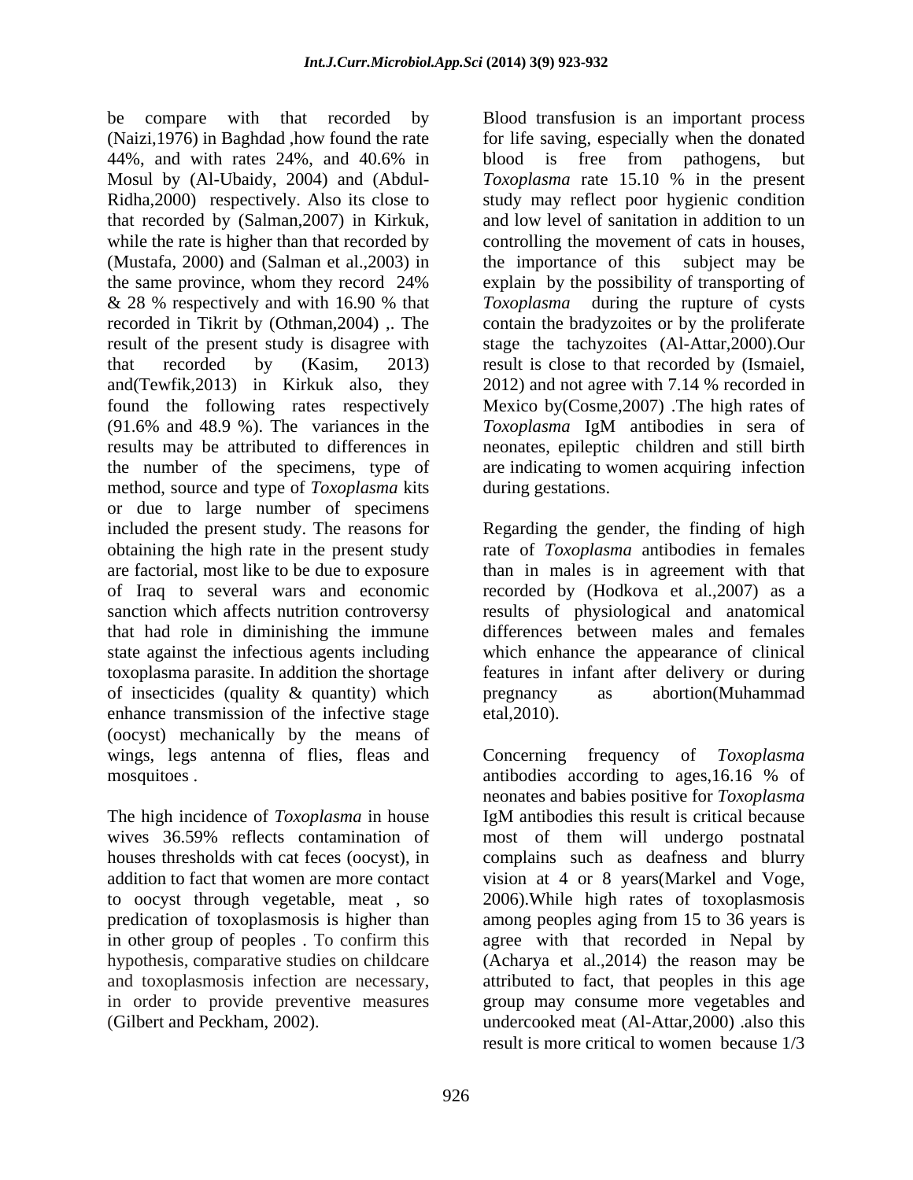be compare with that recorded by (Naizi,1976) in Baghdad ,how found the rate 44%, and with rates 24%, and 40.6% in Mosul by (Al-Ubaidy, 2004) and (Abdul-Ridha,2000) respectively. Also its close to that recorded by (Salman,2007) in Kirkuk, while the rate is higher than that recorded by (Mustafa, 2000) and (Salman et al.,2003) in the same province, whom they record 24% & 28 % respectively and with 16.90 % that recorded in Tikrit by (Othman,2004) ,. The result of the present study is disagree with that recorded by (Kasim, 2013) and(Tewfik,2013) in Kirkuk also, they found the following rates respectively (91.6% and 48.9 %). The variances in the results may be attributed to differences in the number of the specimens, type of method, source and type of *Toxoplasma* kits or due to large number of specimens included the present study. The reasons for obtaining the high rate in the present study are factorial, most like to be due to exposure of Iraq to several wars and economic sanction which affects nutrition controversy that had role in diminishing the immune state against the infectious agents including toxoplasma parasite. In addition the shortage of insecticides (quality & quantity) which enhance transmission of the infective stage (oocyst) mechanically by the means of wings, legs antenna of flies, fleas and mosquitoes .

The high incidence of *Toxoplasma* in house wives 36.59% reflects contamination of houses thresholds with cat feces (oocyst), in addition to fact that women are more contact to oocyst through vegetable, meat , so predication of toxoplasmosis is higher than in other group of peoples . To confirm this hypothesis, comparative studies on childcare and toxoplasmosis infection are necessary, in order to provide preventive measures (Gilbert and Peckham, 2002).

Blood transfusion is an important process for life saving, especially when the donated blood is free from pathogens, but *Toxoplasma* rate 15.10 % in the present study may reflect poor hygienic condition and low level of sanitation in addition to un controlling the movement of cats in houses, the importance of this subject may be explain by the possibility of transporting of *Toxoplasma* during the rupture of cysts contain the bradyzoites or by the proliferate stage the tachyzoites (Al-Attar,2000).Our result is close to that recorded by (Ismaiel, 2012) and not agree with 7.14 % recorded in Mexico by(Cosme,2007) .The high rates of *Toxoplasma* IgM antibodies in sera of neonates, epileptic children and still birth are indicating to women acquiring infection during gestations.

Regarding the gender, the finding of high rate of *Toxoplasma* antibodies in females than in males is in agreement with that recorded by (Hodkova et al.,2007) as a results of physiological and anatomical differences between males and females which enhance the appearance of clinical features in infant after delivery or during pregnancy as abortion(Muhammad etal,2010).

Concerning frequency of *Toxoplasma* antibodies according to ages,16.16 % of neonates and babies positive for *Toxoplasma* IgM antibodies this result is critical because most of them will undergo postnatal complains such as deafness and blurry vision at 4 or 8 years(Markel and Voge, 2006).While high rates of toxoplasmosis among peoples aging from 15 to 36 years is agree with that recorded in Nepal by (Acharya et al.,2014) the reason may be attributed to fact, that peoples in this age group may consume more vegetables and undercooked meat (Al-Attar,2000) .also this result is more critical to women because 1/3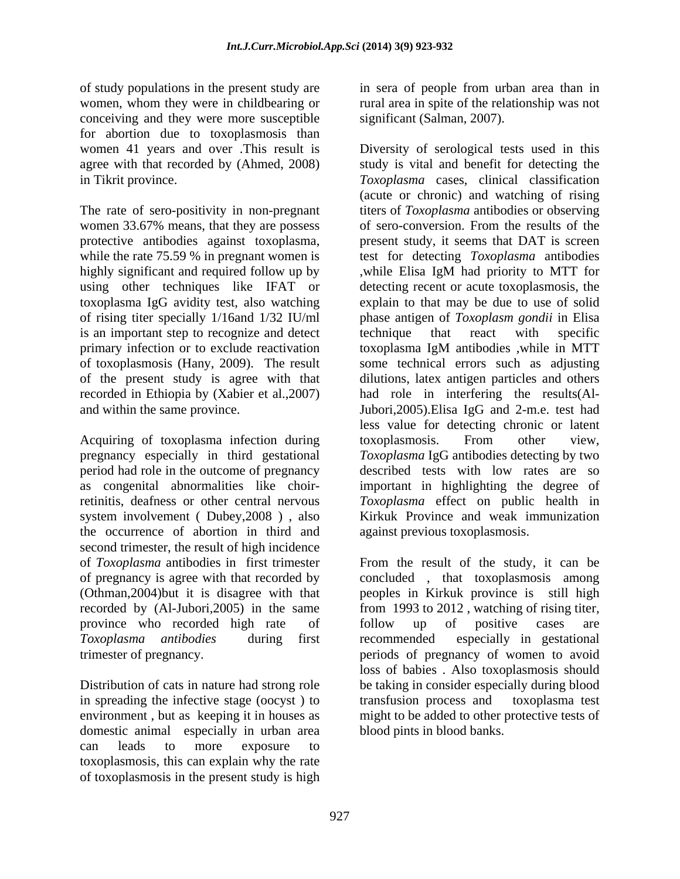of study populations in the present study are women, whom they were in childbearing or conceiving and they were more susceptible for abortion due to toxoplasmosis than women 41 years and over .This result is agree with that recorded by (Ahmed, 2008) in Tikrit province.

The rate of sero-positivity in non-pregnant women 33.67% means, that they are possess protective antibodies against toxoplasma, while the rate 75.59 % in pregnant women is highly significant and required follow up by using other techniques like IFAT or toxoplasma IgG avidity test, also watching of rising titer specially 1/16and 1/32 IU/ml is an important step to recognize and detect primary infection or to exclude reactivation of toxoplasmosis (Hany, 2009). The result of the present study is agree with that recorded in Ethiopia by (Xabier et al.,2007) and within the same province.

Acquiring of toxoplasma infection during pregnancy especially in third gestational period had role in the outcome of pregnancy as congenital abnormalities like choir-retinitis, deafness or other central nervous system involvement ( Dubey,2008 ) , also the occurrence of abortion in third and second trimester, the result of high incidence of *Toxoplasma* antibodies in first trimester of pregnancy is agree with that recorded by (Othman,2004)but it is disagree with that recorded by (Al-Jubori,2005) in the same province who recorded high rate of *Toxoplasma antibodies* during first trimester of pregnancy.

Distribution of cats in nature had strong role in spreading the infective stage (oocyst ) to environment , but as keeping it in houses as domestic animal especially in urban area can leads to more exposure to toxoplasmosis, this can explain why the rate of toxoplasmosis in the present study is high in sera of people from urban area than in rural area in spite of the relationship was not significant (Salman, 2007).

Diversity of serological tests used in this study is vital and benefit for detecting the *Toxoplasma* cases, clinical classification (acute or chronic) and watching of rising titers of *Toxoplasma* antibodies or observing of sero-conversion. From the results of the present study, it seems that DAT is screen test for detecting *Toxoplasma* antibodies ,while Elisa IgM had priority to MTT for detecting recent or acute toxoplasmosis, the explain to that may be due to use of solid phase antigen of *Toxoplasm gondii* in Elisa technique that react with specific toxoplasma IgM antibodies ,while in MTT some technical errors such as adjusting dilutions, latex antigen particles and others had role in interfering the results(Al-Jubori,2005).Elisa IgG and 2-m.e. test had less value for detecting chronic or latent toxoplasmosis. From other view, *Toxoplasma* IgG antibodies detecting by two described tests with low rates are so important in highlighting the degree of *Toxoplasma* effect on public health in Kirkuk Province and weak immunization against previous toxoplasmosis.

From the result of the study, it can be concluded , that toxoplasmosis among peoples in Kirkuk province is still high from 1993 to 2012 , watching of rising titer, follow up of positive cases are recommended especially in gestational periods of pregnancy of women to avoid loss of babies . Also toxoplasmosis should be taking in consider especially during blood transfusion process and toxoplasma test might to be added to other protective tests of blood pints in blood banks.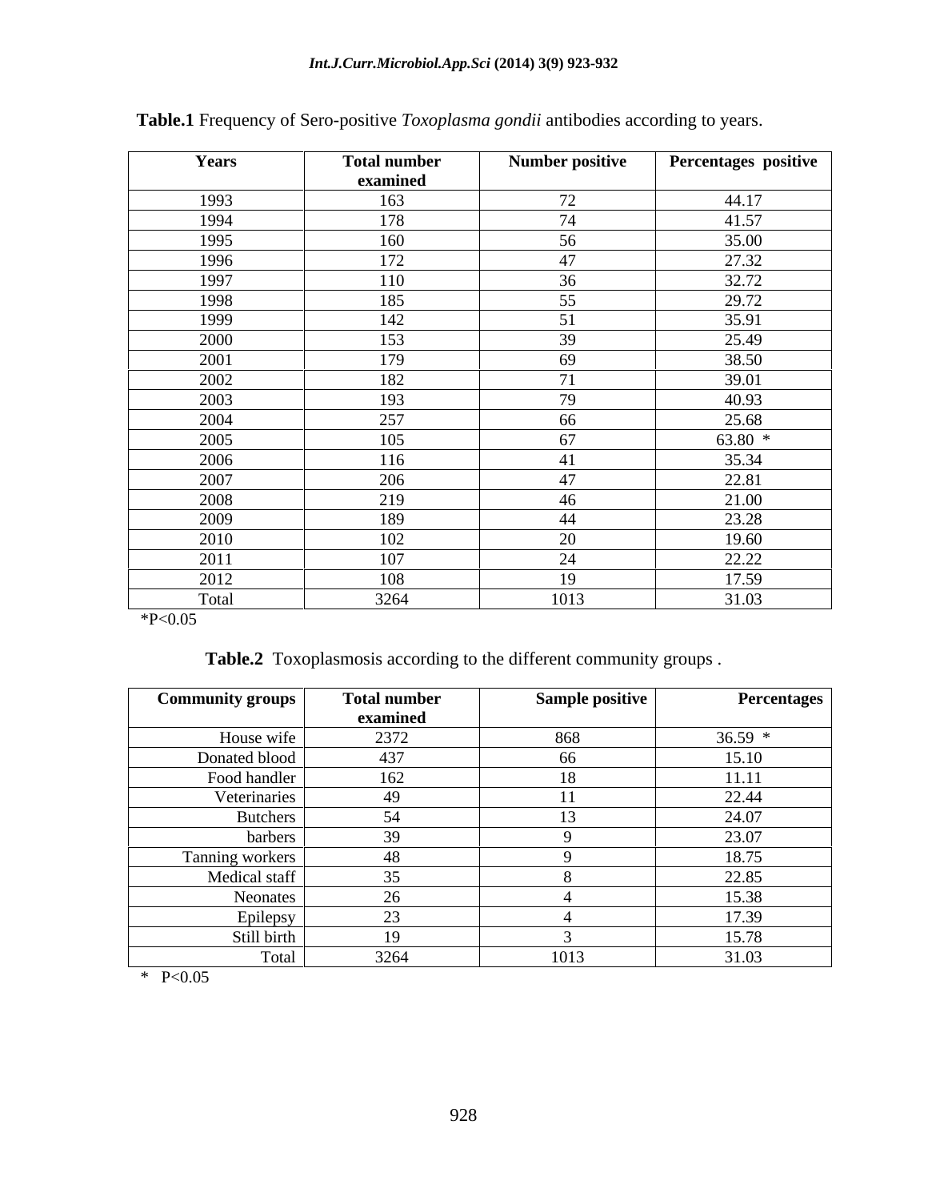**Table.1** Frequency of Sero-positive *Toxoplasma gondii* antibodies according to years.

| Years | Total number examined | Number positive | Percentages positive |
|---|---|---|---|
| 1993 | 163 | 72 | 44.17 |
| 1994 | 178 | 74 | 41.57 |
| 1995 | 160 | 56 | 35.00 |
| 1996 | 172 | 47 | 27.32 |
| 1997 | 110 | 36 | 32.72 |
| 1998 | 185 | 55 | 29.72 |
| 1999 | 142 | 51 | 35.91 |
| 2000 | 153 | 39 | 25.49 |
| 2001 | 179 | 69 | 38.50 |
| 2002 | 182 | 71 | 39.01 |
| 2003 | 193 | 79 | 40.93 |
| 2004 | 257 | 66 | 25.68 |
| 2005 | 105 | 67 | 63.80 * |
| 2006 | 116 | 41 | 35.34 |
| 2007 | 206 | 47 | 22.81 |
| 2008 | 219 | 46 | 21.00 |
| 2009 | 189 | 44 | 23.28 |
| 2010 | 102 | 20 | 19.60 |
| 2011 | 107 | 24 | 22.22 |
| 2012 | 108 | 19 | 17.59 |
| Total | 3264 | 1013 | 31.03 |

*P<0.05

**Table.2** Toxoplasmosis according to the different community groups .

| Community groups | Total number examined | Sample positive | Percentages |
|---|---|---|---|
| House wife | 2372 | 868 | 36.59 * |
| Donated blood | 437 | 66 | 15.10 |
| Food handler | 162 | 18 | 11.11 |
| Veterinaries | 49 | 11 | 22.44 |
| Butchers | 54 | 13 | 24.07 |
| barbers | 39 | 9 | 23.07 |
| Tanning workers | 48 | 9 | 18.75 |
| Medical staff | 35 | 8 | 22.85 |
| Neonates | 26 | 4 | 15.38 |
| Epilepsy | 23 | 4 | 17.39 |
| Still birth | 19 | 3 | 15.78 |
| Total | 3264 | 1013 | 31.03 |

* P<0.05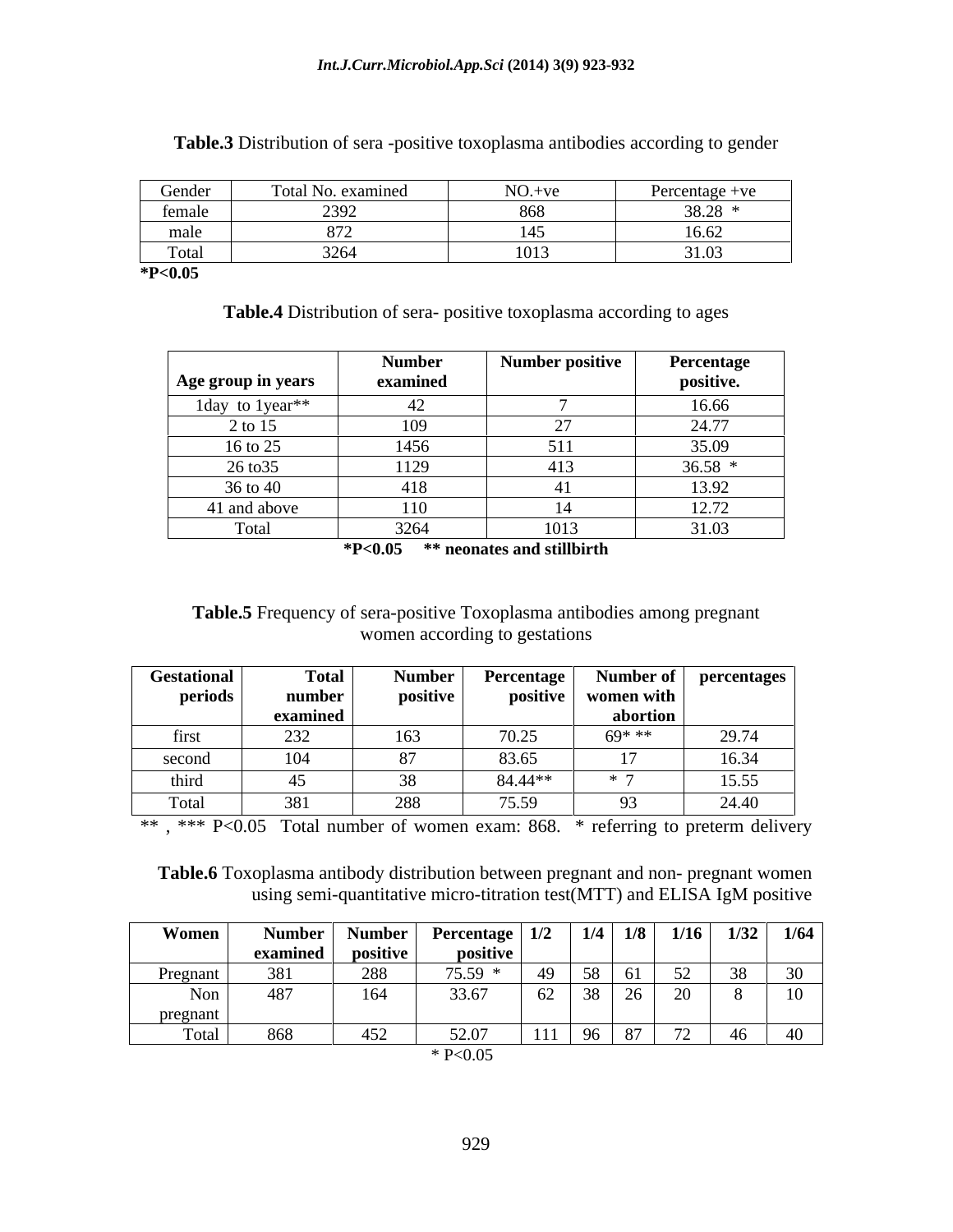**Table.3** Distribution of sera -positive toxoplasma antibodies according to gender

| Gender | Total No. examined | NO.+ve | Percentage +ve |
|---|---|---|---|
| female | 2392 | 868 | 38.28 * |
| male | 872 | 145 | 16.62 |
| Total | 3264 | 1013 | 31.03 |

***P<0.05**

**Table.4** Distribution of sera- positive toxoplasma according to ages

| Age group in years | Number examined | Number positive | Percentage positive. |
|---|---|---|---|
| 1day to 1year** | 42 | 7 | 16.66 |
| 2 to 15 | 109 | 27 | 24.77 |
| 16 to 25 | 1456 | 511 | 35.09 |
| 26 to35 | 1129 | 413 | 36.58 * |
| 36 to 40 | 418 | 41 | 13.92 |
| 41 and above | 110 | 14 | 12.72 |
| Total | 3264 | 1013 | 31.03 |

***P<0.05 ** neonates and stillbirth**

**Table.5** Frequency of sera-positive Toxoplasma antibodies among pregnant women according to gestations

| Gestational periods | Total number examined | Number positive | Percentage positive | Number of women with abortion | percentages |
|---|---|---|---|---|---|
| first | 232 | 163 | 70.25 | 69* ** | 29.74 |
| second | 104 | 87 | 83.65 | 17 | 16.34 |
| third | 45 | 38 | 84.44** | * 7 | 15.55 |
| Total | 381 | 288 | 75.59 | 93 | 24.40 |

** , *** P<0.05 Total number of women exam: 868. * referring to preterm delivery

**Table.6** Toxoplasma antibody distribution between pregnant and non- pregnant women using semi-quantitative micro-titration test(MTT) and ELISA IgM positive

| Women | Number examined | Number positive | Percentage positive | 1/2 | 1/4 | 1/8 | 1/16 | 1/32 | 1/64 |
|---|---|---|---|---|---|---|---|---|---|
| Pregnant | 381 | 288 | 75.59 * | 49 | 58 | 61 | 52 | 38 | 30 |
| Non pregnant | 487 | 164 | 33.67 | 62 | 38 | 26 | 20 | 8 | 10 |
| Total | 868 | 452 | 52.07 | 111 | 96 | 87 | 72 | 46 | 40 |

* P<0.05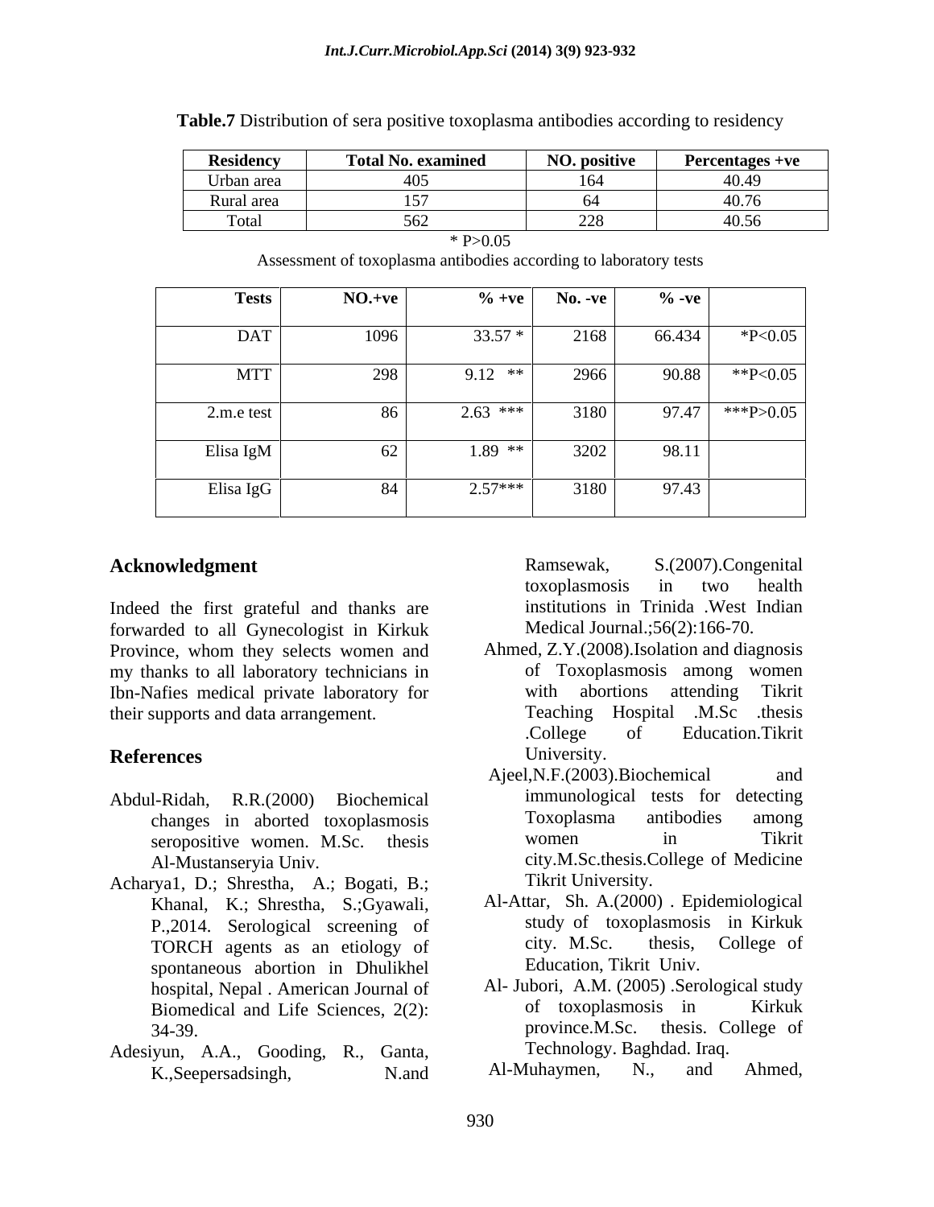**Table.7** Distribution of sera positive toxoplasma antibodies according to residency

| Residency | Total No. examined | NO. positive | Percentages +ve |
|---|---|---|---|
| Urban area | 405 | 164 | 40.49 |
| Rural area | 157 | 64 | 40.76 |
| Total | 562 | 228 | 40.56 |

* P>0.05

Assessment of toxoplasma antibodies according to laboratory tests

| Tests | NO.+ve | % +ve | No. -ve | % -ve | |
|---|---|---|---|---|---|
| DAT | 1096 | 33.57 * | 2168 | 66.434 | *P<0.05 |
| MTT | 298 | 9.12 ** | 2966 | 90.88 | **P<0.05 |
| 2.m.e test | 86 | 2.63 *** | 3180 | 97.47 | ***P>0.05 |
| Elisa IgM | 62 | 1.89 ** | 3202 | 98.11 | |
| Elisa IgG | 84 | 2.57*** | 3180 | 97.43 | |

## Acknowledgment

Indeed the first grateful and thanks are forwarded to all Gynecologist in Kirkuk Province, whom they selects women and my thanks to all laboratory technicians in Ibn-Nafies medical private laboratory for their supports and data arrangement.

## References

Abdul-Ridah, R.R.(2000) Biochemical changes in aborted toxoplasmosis seropositive women. M.Sc. thesis Al-Mustanseryia Univ.

Acharya1, D.; Shrestha, A.; Bogati, B.; Khanal, K.; Shrestha, S.;Gyawali, P.,2014. Serological screening of TORCH agents as an etiology of spontaneous abortion in Dhulikhel hospital, Nepal . American Journal of Biomedical and Life Sciences, 2(2): 34-39.

Adesiyun, A.A., Gooding, R., Ganta, K.,Seepersadsingh, N.and Ramsewak, S.(2007).Congenital toxoplasmosis in two health institutions in Trinida .West Indian Medical Journal.;56(2):166-70.

Ahmed, Z.Y.(2008).Isolation and diagnosis of Toxoplasmosis among women with abortions attending Tikrit Teaching Hospital .M.Sc .thesis .College of Education.Tikrit University.

Ajeel,N.F.(2003).Biochemical and immunological tests for detecting Toxoplasma antibodies among women in Tikrit city.M.Sc.thesis.College of Medicine Tikrit University.

Al-Attar, Sh. A.(2000) . Epidemiological study of toxoplasmosis in Kirkuk city. M.Sc. thesis, College of Education, Tikrit Univ.

Al- Jubori, A.M. (2005) .Serological study of toxoplasmosis in Kirkuk province.M.Sc. thesis. College of Technology. Baghdad. Iraq.

Al-Muhaymen, N., and Ahmed,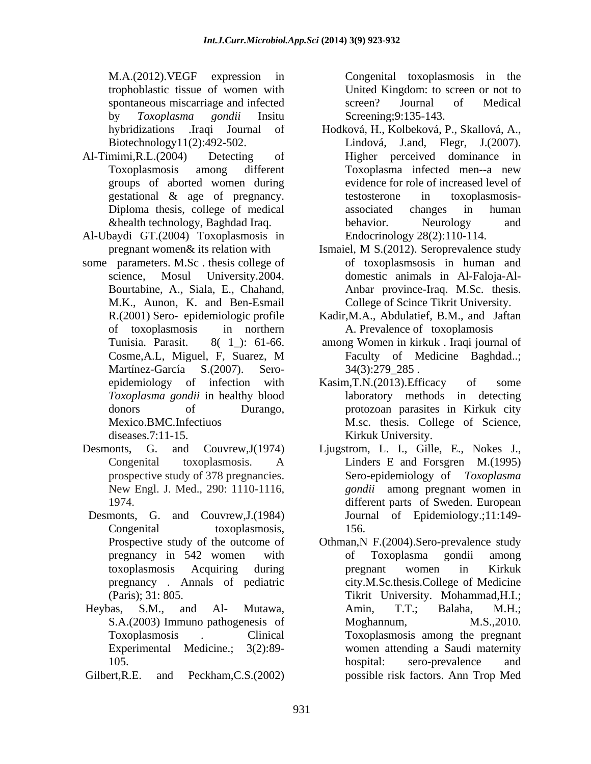M.A.(2012).VEGF expression in trophoblastic tissue of women with spontaneous miscarriage and infected by *Toxoplasma gondii* Insitu hybridizations .Iraqi Journal of Biotechnology11(2):492-502.

Al-Timimi,R.L.(2004) Detecting of Toxoplasmosis among different groups of aborted women during gestational & age of pregnancy. Diploma thesis, college of medical &health technology, Baghdad Iraq.

Al-Ubaydi GT.(2004) Toxoplasmosis in pregnant women& its relation with some parameters. M.Sc . thesis college of science, Mosul University.2004.

Bourtabine, A., Siala, E., Chahand, M.K., Aunon, K. and Ben-Esmail R.(2001) Sero- epidemiologic profile of toxoplasmosis in northern Tunisia. Parasit. 8( 1_): 61-66.

Cosme,A.L, Miguel, F, Suarez, M Martínez-García S.(2007). Sero-epidemiology of infection with *Toxoplasma gondii* in healthy blood donors of Durango, Mexico.BMC.Infectiuos diseases.7:11-15.

Desmonts, G. and Couvrew,J(1974) Congenital toxoplasmosis. A prospective study of 378 pregnancies. New Engl. J. Med., 290: 1110-1116, 1974.

Desmonts, G. and Couvrew,J.(1984) Congenital toxoplasmosis, Prospective study of the outcome of pregnancy in 542 women with toxoplasmosis Acquiring during pregnancy . Annals of pediatric (Paris); 31: 805.

Heybas, S.M., and Al- Mutawa, S.A.(2003) Immuno pathogenesis of Toxoplasmosis . Clinical Experimental Medicine.; 3(2):89-105.

Gilbert,R.E. and Peckham,C.S.(2002) Congenital toxoplasmosis in the United Kingdom: to screen or not to screen? Journal of Medical Screening;9:135-143.

Hodková, H., Kolbeková, P., Skallová, A., Lindová, J.and, Flegr, J.(2007). Higher perceived dominance in Toxoplasma infected men--a new evidence for role of increased level of testosterone in toxoplasmosis-associated changes in human behavior. Neurology and Endocrinology 28(2):110-114.

Ismaiel, M S.(2012). Seroprevalence study of toxoplasmsosis in human and domestic animals in Al-Faloja-Al-Anbar province-Iraq. M.Sc. thesis. College of Scince Tikrit University.

Kadir,M.A., Abdulatief, B.M., and Jaftan A. Prevalence of toxoplamosis among Women in kirkuk . Iraqi journal of Faculty of Medicine Baghdad..; 34(3):279_285 .

Kasim,T.N.(2013).Efficacy of some laboratory methods in detecting protozoan parasites in Kirkuk city M.sc. thesis. College of Science, Kirkuk University.

Ljugstrom, L. I., Gille, E., Nokes J., Linders E and Forsgren M.(1995) Sero-epidemiology of *Toxoplasma gondii* among pregnant women in different parts of Sweden. European Journal of Epidemiology.;11:149-156.

Othman,N F.(2004).Sero-prevalence study of Toxoplasma gondii among pregnant women in Kirkuk city.M.Sc.thesis.College of Medicine Tikrit University. Mohammad,H.I.; Amin, T.T.; Balaha, M.H.; Moghannum, M.S.,2010. Toxoplasmosis among the pregnant women attending a Saudi maternity hospital: sero-prevalence and possible risk factors. Ann Trop Med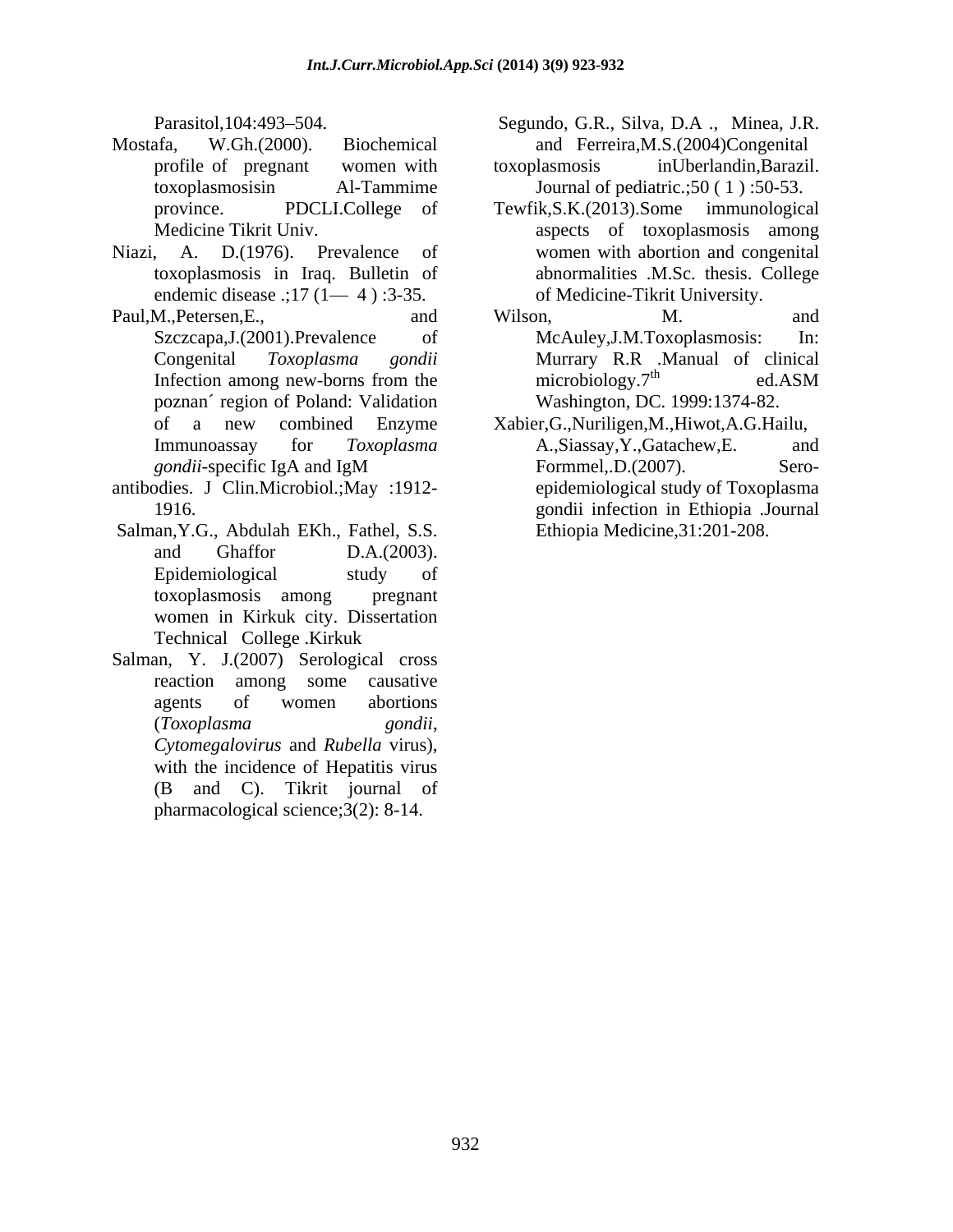Parasitol,104:493–504.

Mostafa, W.Gh.(2000). Biochemical profile of pregnant women with toxoplasmosisin Al-Tammime province. PDCLI.College of Medicine Tikrit Univ.

Niazi, A. D.(1976). Prevalence of toxoplasmosis in Iraq. Bulletin of endemic disease .;17 (1— 4 ) :3-35.

Paul,M.,Petersen,E., and Szczcapa,J.(2001).Prevalence of Congenital *Toxoplasma gondii* Infection among new-borns from the poznan´ region of Poland: Validation of a new combined Enzyme Immunoassay for *Toxoplasma gondii*-specific IgA and IgM antibodies. J Clin.Microbiol.;May :1912-1916.

Salman,Y.G., Abdulah EKh., Fathel, S.S. and Ghaffor D.A.(2003). Epidemiological study of toxoplasmosis among pregnant women in Kirkuk city. Dissertation Technical College .Kirkuk

Salman, Y. J.(2007) Serological cross reaction among some causative agents of women abortions (*Toxoplasma gondii*, *Cytomegalovirus* and *Rubella* virus), with the incidence of Hepatitis virus (B and C). Tikrit journal of pharmacological science;3(2): 8-14.

Segundo, G.R., Silva, D.A ., Minea, J.R. and Ferreira,M.S.(2004)Congenital toxoplasmosis inUberlandin,Barazil. Journal of pediatric.;50 ( 1 ) :50-53.

Tewfik,S.K.(2013).Some immunological aspects of toxoplasmosis among women with abortion and congenital abnormalities .M.Sc. thesis. College of Medicine-Tikrit University.

Wilson, M. and McAuley,J.M.Toxoplasmosis: In: Murrary R.R .Manual of clinical microbiology.7th ed.ASM Washington, DC. 1999:1374-82.

Xabier,G.,Nuriligen,M.,Hiwot,A.G.Hailu, A.,Siassay,Y.,Gatachew,E. and Formmel,.D.(2007). Sero-epidemiological study of Toxoplasma gondii infection in Ethiopia .Journal Ethiopia Medicine,31:201-208.